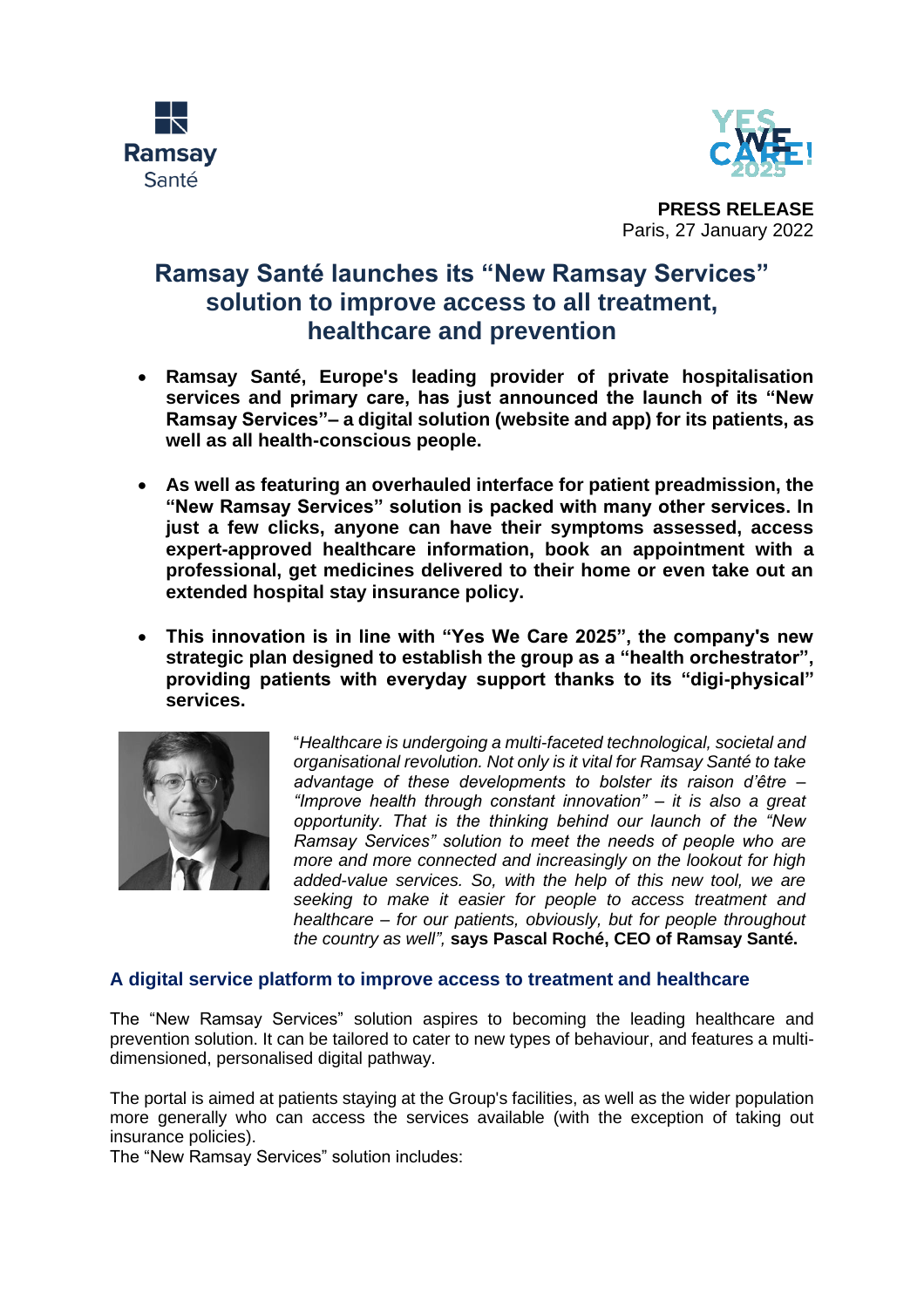**PRESS RELEASE**
Paris, 27 January 2022

# Ramsay Santé launches its "New Ramsay Services" solution to improve access to all treatment, healthcare and prevention

- **Ramsay Santé, Europe's leading provider of private hospitalisation services and primary care, has just announced the launch of its "New Ramsay Services"– a digital solution (website and app) for its patients, as well as all health-conscious people.**

- **As well as featuring an overhauled interface for patient preadmission, the "New Ramsay Services" solution is packed with many other services. In just a few clicks, anyone can have their symptoms assessed, access expert-approved healthcare information, book an appointment with a professional, get medicines delivered to their home or even take out an extended hospital stay insurance policy.**

- **This innovation is in line with "Yes We Care 2025", the company's new strategic plan designed to establish the group as a "health orchestrator", providing patients with everyday support thanks to its "digi-physical" services.**

"*Healthcare is undergoing a multi-faceted technological, societal and organisational revolution. Not only is it vital for Ramsay Santé to take advantage of these developments to bolster its raison d'être – "Improve health through constant innovation" – it is also a great opportunity. That is the thinking behind our launch of the "New Ramsay Services" solution to meet the needs of people who are more and more connected and increasingly on the lookout for high added-value services. So, with the help of this new tool, we are seeking to make it easier for people to access treatment and healthcare – for our patients, obviously, but for people throughout the country as well",* **says Pascal Roché, CEO of Ramsay Santé.**

## A digital service platform to improve access to treatment and healthcare

The "New Ramsay Services" solution aspires to becoming the leading healthcare and prevention solution. It can be tailored to cater to new types of behaviour, and features a multi-dimensioned, personalised digital pathway.

The portal is aimed at patients staying at the Group's facilities, as well as the wider population more generally who can access the services available (with the exception of taking out insurance policies).

The "New Ramsay Services" solution includes: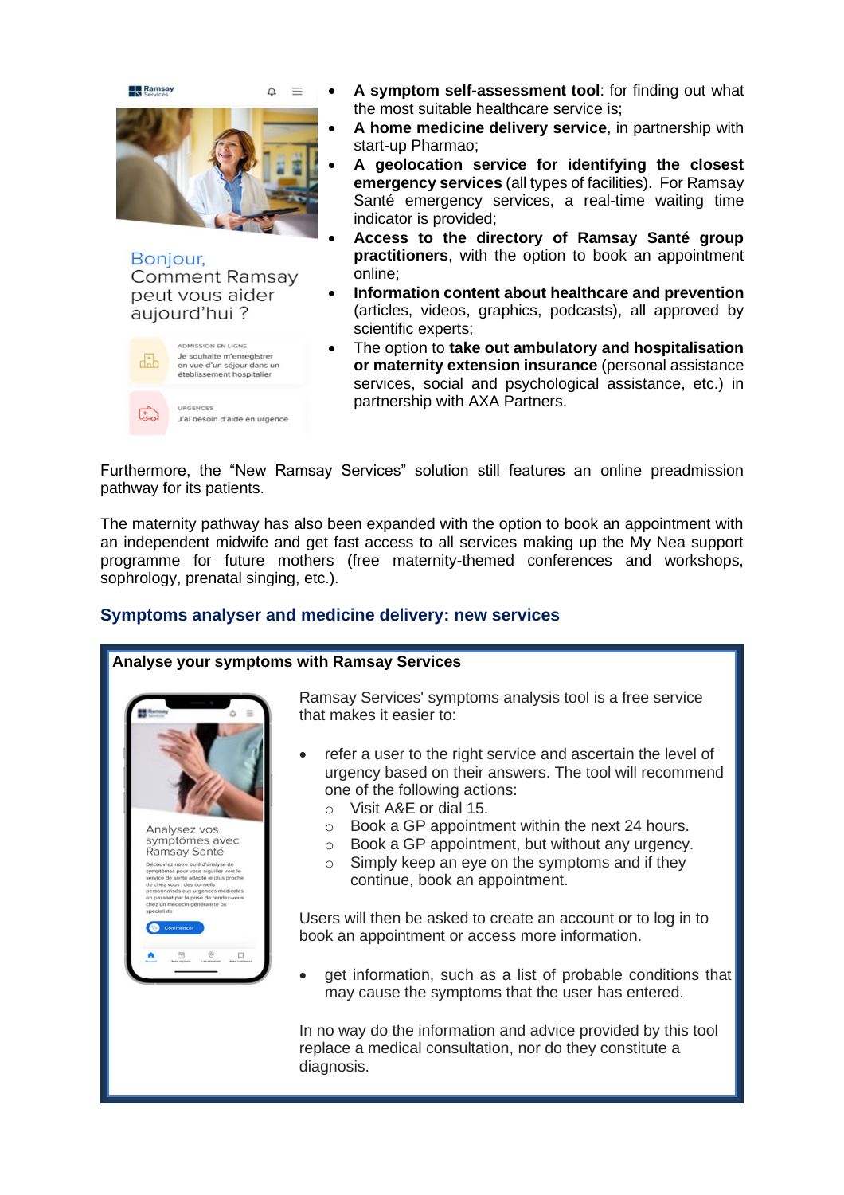- **A symptom self-assessment tool**: for finding out what the most suitable healthcare service is;
- **A home medicine delivery service**, in partnership with start-up Pharmao;
- **A geolocation service for identifying the closest emergency services** (all types of facilities). For Ramsay Santé emergency services, a real-time waiting time indicator is provided;
- **Access to the directory of Ramsay Santé group practitioners**, with the option to book an appointment online;
- **Information content about healthcare and prevention** (articles, videos, graphics, podcasts), all approved by scientific experts;
- The option to **take out ambulatory and hospitalisation or maternity extension insurance** (personal assistance services, social and psychological assistance, etc.) in partnership with AXA Partners.

Furthermore, the "New Ramsay Services" solution still features an online preadmission pathway for its patients.

The maternity pathway has also been expanded with the option to book an appointment with an independent midwife and get fast access to all services making up the My Nea support programme for future mothers (free maternity-themed conferences and workshops, sophrology, prenatal singing, etc.).

## Symptoms analyser and medicine delivery: new services

**Analyse your symptoms with Ramsay Services**

Ramsay Services' symptoms analysis tool is a free service that makes it easier to:

- refer a user to the right service and ascertain the level of urgency based on their answers. The tool will recommend one of the following actions:
  - Visit A&E or dial 15.
  - Book a GP appointment within the next 24 hours.
  - Book a GP appointment, but without any urgency.
  - Simply keep an eye on the symptoms and if they continue, book an appointment.

Users will then be asked to create an account or to log in to book an appointment or access more information.

- get information, such as a list of probable conditions that may cause the symptoms that the user has entered.

In no way do the information and advice provided by this tool replace a medical consultation, nor do they constitute a diagnosis.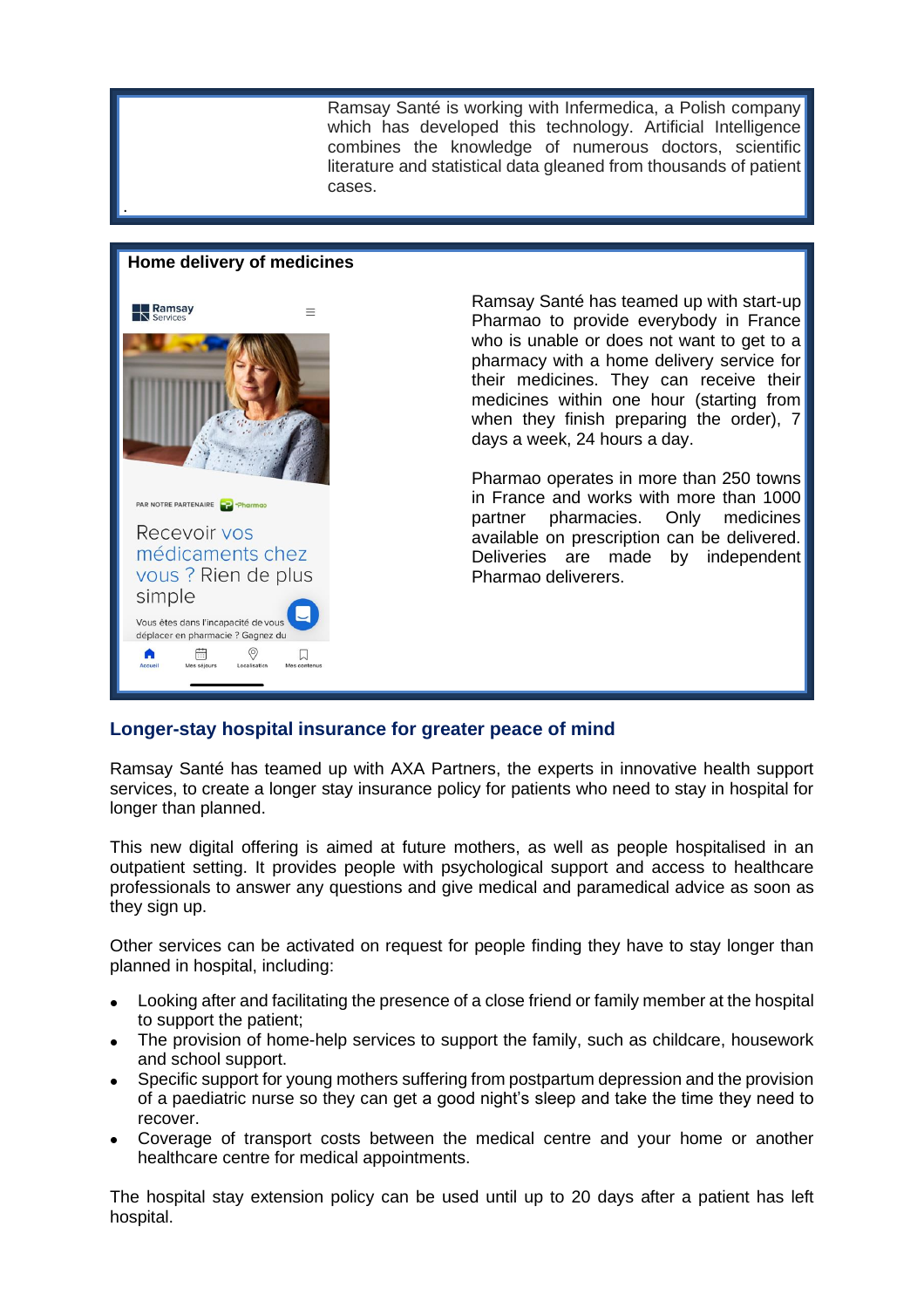Ramsay Santé is working with Infermedica, a Polish company which has developed this technology. Artificial Intelligence combines the knowledge of numerous doctors, scientific literature and statistical data gleaned from thousands of patient cases.

.

**Home delivery of medicines**

Ramsay Santé has teamed up with start-up Pharmao to provide everybody in France who is unable or does not want to get to a pharmacy with a home delivery service for their medicines. They can receive their medicines within one hour (starting from when they finish preparing the order), 7 days a week, 24 hours a day.

Pharmao operates in more than 250 towns in France and works with more than 1000 partner pharmacies. Only medicines available on prescription can be delivered. Deliveries are made by independent Pharmao deliverers.

## Longer-stay hospital insurance for greater peace of mind

Ramsay Santé has teamed up with AXA Partners, the experts in innovative health support services, to create a longer stay insurance policy for patients who need to stay in hospital for longer than planned.

This new digital offering is aimed at future mothers, as well as people hospitalised in an outpatient setting. It provides people with psychological support and access to healthcare professionals to answer any questions and give medical and paramedical advice as soon as they sign up.

Other services can be activated on request for people finding they have to stay longer than planned in hospital, including:

- Looking after and facilitating the presence of a close friend or family member at the hospital to support the patient;
- The provision of home-help services to support the family, such as childcare, housework and school support.
- Specific support for young mothers suffering from postpartum depression and the provision of a paediatric nurse so they can get a good night's sleep and take the time they need to recover.
- Coverage of transport costs between the medical centre and your home or another healthcare centre for medical appointments.

The hospital stay extension policy can be used until up to 20 days after a patient has left hospital.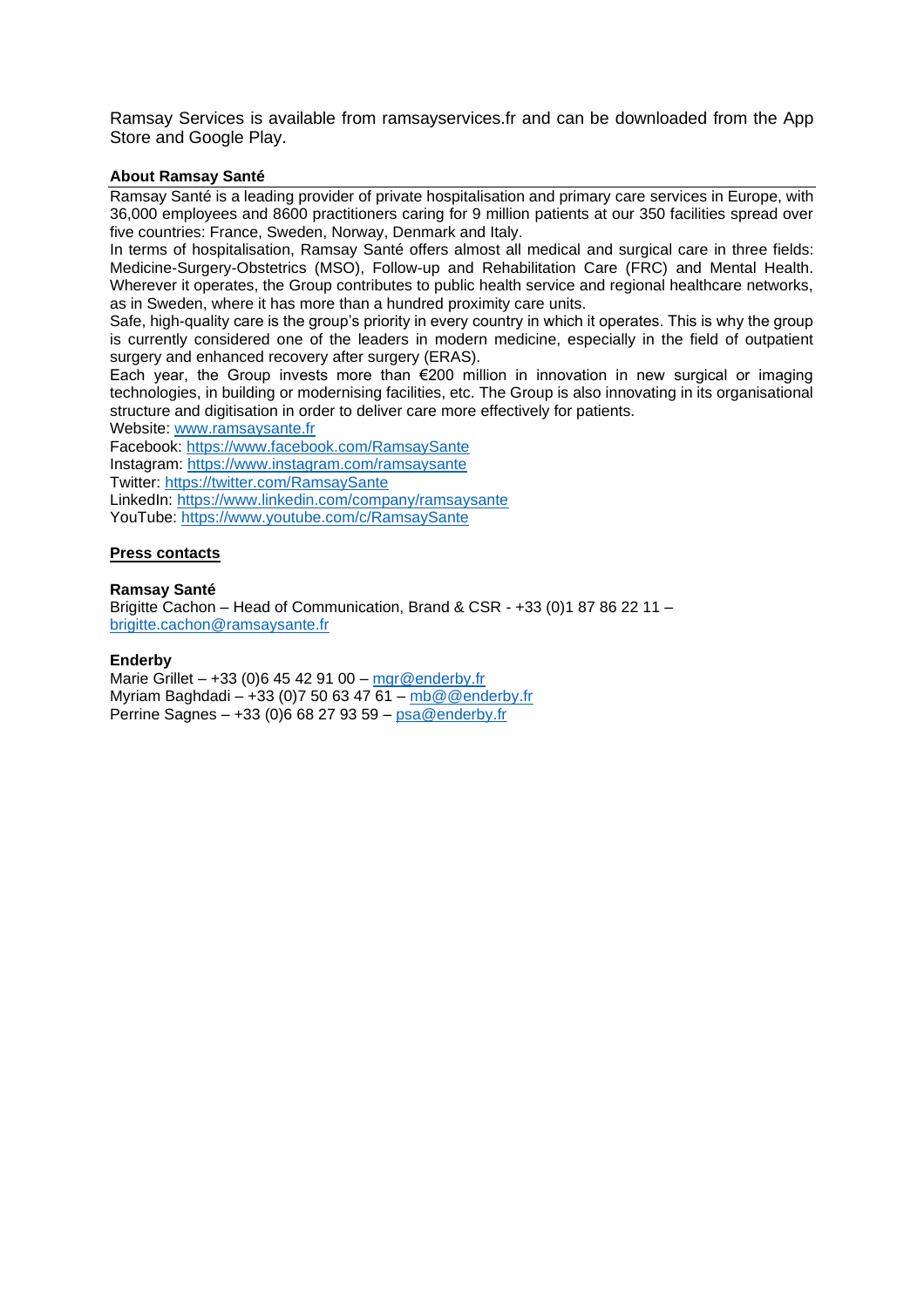Ramsay Services is available from ramsayservices.fr and can be downloaded from the App Store and Google Play.

**About Ramsay Santé**

Ramsay Santé is a leading provider of private hospitalisation and primary care services in Europe, with 36,000 employees and 8600 practitioners caring for 9 million patients at our 350 facilities spread over five countries: France, Sweden, Norway, Denmark and Italy.

In terms of hospitalisation, Ramsay Santé offers almost all medical and surgical care in three fields: Medicine-Surgery-Obstetrics (MSO), Follow-up and Rehabilitation Care (FRC) and Mental Health. Wherever it operates, the Group contributes to public health service and regional healthcare networks, as in Sweden, where it has more than a hundred proximity care units.

Safe, high-quality care is the group's priority in every country in which it operates. This is why the group is currently considered one of the leaders in modern medicine, especially in the field of outpatient surgery and enhanced recovery after surgery (ERAS).

Each year, the Group invests more than €200 million in innovation in new surgical or imaging technologies, in building or modernising facilities, etc. The Group is also innovating in its organisational structure and digitisation in order to deliver care more effectively for patients.

Website: [www.ramsaysante.fr](www.ramsaysante.fr)
Facebook: [https://www.facebook.com/RamsaySante](https://www.facebook.com/RamsaySante)
Instagram: [https://www.instagram.com/ramsaysante](https://www.instagram.com/ramsaysante)
Twitter: [https://twitter.com/RamsaySante](https://twitter.com/RamsaySante)
LinkedIn: [https://www.linkedin.com/company/ramsaysante](https://www.linkedin.com/company/ramsaysante)
YouTube: [https://www.youtube.com/c/RamsaySante](https://www.youtube.com/c/RamsaySante)

**Press contacts**

**Ramsay Santé**
Brigitte Cachon – Head of Communication, Brand & CSR - +33 (0)1 87 86 22 11 – brigitte.cachon@ramsaysante.fr

**Enderby**
Marie Grillet – +33 (0)6 45 42 91 00 – mgr@enderby.fr
Myriam Baghdadi – +33 (0)7 50 63 47 61 – mb@@enderby.fr
Perrine Sagnes – +33 (0)6 68 27 93 59 – psa@enderby.fr